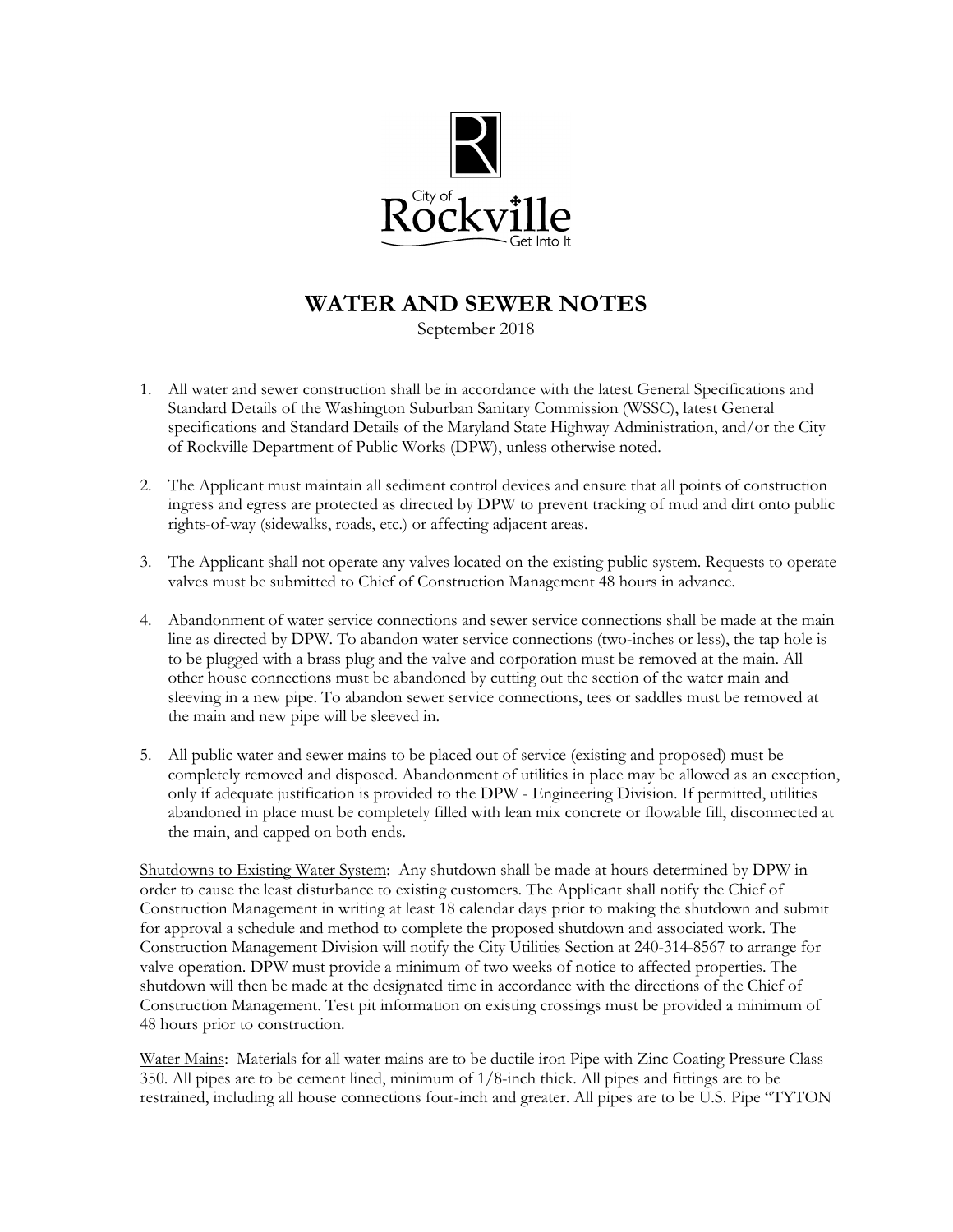City of Rockville
Get Into It

# WATER AND SEWER NOTES

September 2018

1. All water and sewer construction shall be in accordance with the latest General Specifications and Standard Details of the Washington Suburban Sanitary Commission (WSSC), latest General specifications and Standard Details of the Maryland State Highway Administration, and/or the City of Rockville Department of Public Works (DPW), unless otherwise noted.

2. The Applicant must maintain all sediment control devices and ensure that all points of construction ingress and egress are protected as directed by DPW to prevent tracking of mud and dirt onto public rights-of-way (sidewalks, roads, etc.) or affecting adjacent areas.

3. The Applicant shall not operate any valves located on the existing public system. Requests to operate valves must be submitted to Chief of Construction Management 48 hours in advance.

4. Abandonment of water service connections and sewer service connections shall be made at the main line as directed by DPW. To abandon water service connections (two-inches or less), the tap hole is to be plugged with a brass plug and the valve and corporation must be removed at the main. All other house connections must be abandoned by cutting out the section of the water main and sleeving in a new pipe. To abandon sewer service connections, tees or saddles must be removed at the main and new pipe will be sleeved in.

5. All public water and sewer mains to be placed out of service (existing and proposed) must be completely removed and disposed. Abandonment of utilities in place may be allowed as an exception, only if adequate justification is provided to the DPW - Engineering Division. If permitted, utilities abandoned in place must be completely filled with lean mix concrete or flowable fill, disconnected at the main, and capped on both ends.

<u>Shutdowns to Existing Water System</u>: Any shutdown shall be made at hours determined by DPW in order to cause the least disturbance to existing customers. The Applicant shall notify the Chief of Construction Management in writing at least 18 calendar days prior to making the shutdown and submit for approval a schedule and method to complete the proposed shutdown and associated work. The Construction Management Division will notify the City Utilities Section at 240-314-8567 to arrange for valve operation. DPW must provide a minimum of two weeks of notice to affected properties. The shutdown will then be made at the designated time in accordance with the directions of the Chief of Construction Management. Test pit information on existing crossings must be provided a minimum of 48 hours prior to construction.

<u>Water Mains</u>: Materials for all water mains are to be ductile iron Pipe with Zinc Coating Pressure Class 350. All pipes are to be cement lined, minimum of 1/8-inch thick. All pipes and fittings are to be restrained, including all house connections four-inch and greater. All pipes are to be U.S. Pipe "TYTON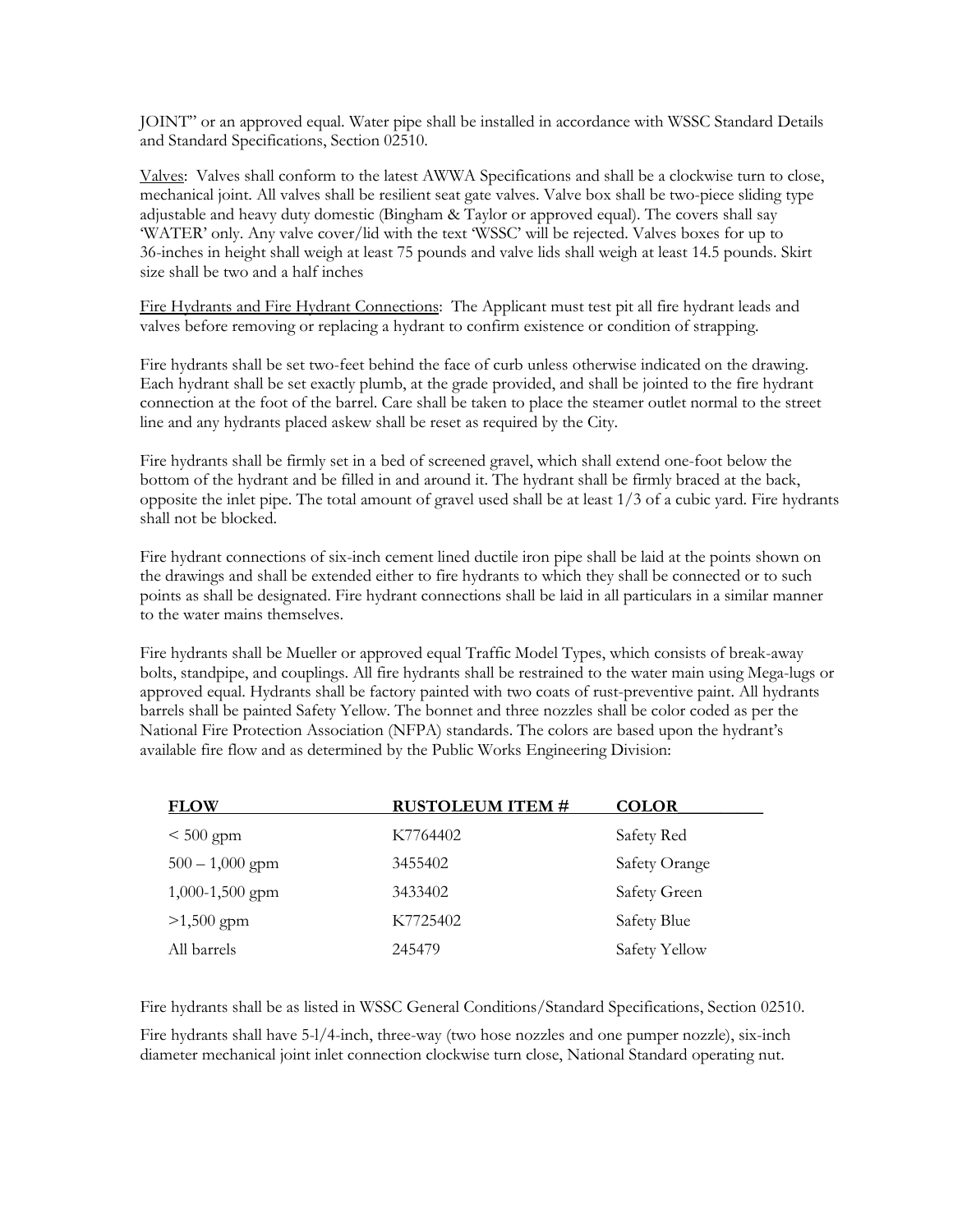JOINT" or an approved equal. Water pipe shall be installed in accordance with WSSC Standard Details and Standard Specifications, Section 02510.

Valves: Valves shall conform to the latest AWWA Specifications and shall be a clockwise turn to close, mechanical joint. All valves shall be resilient seat gate valves. Valve box shall be two-piece sliding type adjustable and heavy duty domestic (Bingham & Taylor or approved equal). The covers shall say 'WATER' only. Any valve cover/lid with the text 'WSSC' will be rejected. Valves boxes for up to 36-inches in height shall weigh at least 75 pounds and valve lids shall weigh at least 14.5 pounds. Skirt size shall be two and a half inches

Fire Hydrants and Fire Hydrant Connections: The Applicant must test pit all fire hydrant leads and valves before removing or replacing a hydrant to confirm existence or condition of strapping.

Fire hydrants shall be set two-feet behind the face of curb unless otherwise indicated on the drawing. Each hydrant shall be set exactly plumb, at the grade provided, and shall be jointed to the fire hydrant connection at the foot of the barrel. Care shall be taken to place the steamer outlet normal to the street line and any hydrants placed askew shall be reset as required by the City.

Fire hydrants shall be firmly set in a bed of screened gravel, which shall extend one-foot below the bottom of the hydrant and be filled in and around it. The hydrant shall be firmly braced at the back, opposite the inlet pipe. The total amount of gravel used shall be at least 1/3 of a cubic yard. Fire hydrants shall not be blocked.

Fire hydrant connections of six-inch cement lined ductile iron pipe shall be laid at the points shown on the drawings and shall be extended either to fire hydrants to which they shall be connected or to such points as shall be designated. Fire hydrant connections shall be laid in all particulars in a similar manner to the water mains themselves.

Fire hydrants shall be Mueller or approved equal Traffic Model Types, which consists of break-away bolts, standpipe, and couplings. All fire hydrants shall be restrained to the water main using Mega-lugs or approved equal. Hydrants shall be factory painted with two coats of rust-preventive paint. All hydrants barrels shall be painted Safety Yellow. The bonnet and three nozzles shall be color coded as per the National Fire Protection Association (NFPA) standards. The colors are based upon the hydrant's available fire flow and as determined by the Public Works Engineering Division:

| FLOW | RUSTOLEUM ITEM # | COLOR |
|---|---|---|
| < 500 gpm | K7764402 | Safety Red |
| 500 – 1,000 gpm | 3455402 | Safety Orange |
| 1,000-1,500 gpm | 3433402 | Safety Green |
| >1,500 gpm | K7725402 | Safety Blue |
| All barrels | 245479 | Safety Yellow |

Fire hydrants shall be as listed in WSSC General Conditions/Standard Specifications, Section 02510.

Fire hydrants shall have 5-l/4-inch, three-way (two hose nozzles and one pumper nozzle), six-inch diameter mechanical joint inlet connection clockwise turn close, National Standard operating nut.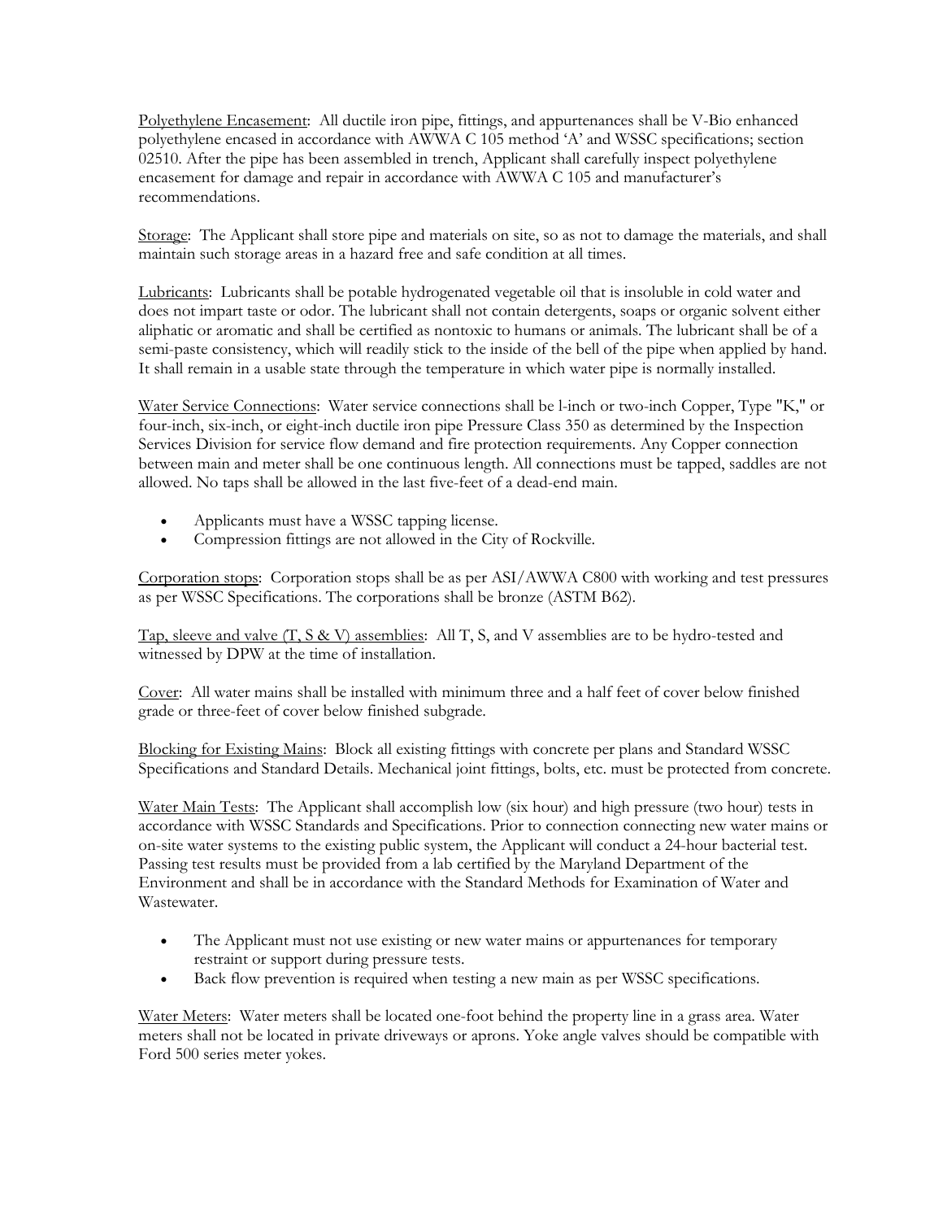Polyethylene Encasement: All ductile iron pipe, fittings, and appurtenances shall be V-Bio enhanced polyethylene encased in accordance with AWWA C 105 method 'A' and WSSC specifications; section 02510. After the pipe has been assembled in trench, Applicant shall carefully inspect polyethylene encasement for damage and repair in accordance with AWWA C 105 and manufacturer's recommendations.

Storage: The Applicant shall store pipe and materials on site, so as not to damage the materials, and shall maintain such storage areas in a hazard free and safe condition at all times.

Lubricants: Lubricants shall be potable hydrogenated vegetable oil that is insoluble in cold water and does not impart taste or odor. The lubricant shall not contain detergents, soaps or organic solvent either aliphatic or aromatic and shall be certified as nontoxic to humans or animals. The lubricant shall be of a semi-paste consistency, which will readily stick to the inside of the bell of the pipe when applied by hand. It shall remain in a usable state through the temperature in which water pipe is normally installed.

Water Service Connections: Water service connections shall be l-inch or two-inch Copper, Type "K," or four-inch, six-inch, or eight-inch ductile iron pipe Pressure Class 350 as determined by the Inspection Services Division for service flow demand and fire protection requirements. Any Copper connection between main and meter shall be one continuous length. All connections must be tapped, saddles are not allowed. No taps shall be allowed in the last five-feet of a dead-end main.

- Applicants must have a WSSC tapping license.
- Compression fittings are not allowed in the City of Rockville.

Corporation stops: Corporation stops shall be as per ASI/AWWA C800 with working and test pressures as per WSSC Specifications. The corporations shall be bronze (ASTM B62).

Tap, sleeve and valve (T, S & V) assemblies: All T, S, and V assemblies are to be hydro-tested and witnessed by DPW at the time of installation.

Cover: All water mains shall be installed with minimum three and a half feet of cover below finished grade or three-feet of cover below finished subgrade.

Blocking for Existing Mains: Block all existing fittings with concrete per plans and Standard WSSC Specifications and Standard Details. Mechanical joint fittings, bolts, etc. must be protected from concrete.

Water Main Tests: The Applicant shall accomplish low (six hour) and high pressure (two hour) tests in accordance with WSSC Standards and Specifications. Prior to connection connecting new water mains or on-site water systems to the existing public system, the Applicant will conduct a 24-hour bacterial test. Passing test results must be provided from a lab certified by the Maryland Department of the Environment and shall be in accordance with the Standard Methods for Examination of Water and Wastewater.

- The Applicant must not use existing or new water mains or appurtenances for temporary restraint or support during pressure tests.
- Back flow prevention is required when testing a new main as per WSSC specifications.

Water Meters: Water meters shall be located one-foot behind the property line in a grass area. Water meters shall not be located in private driveways or aprons. Yoke angle valves should be compatible with Ford 500 series meter yokes.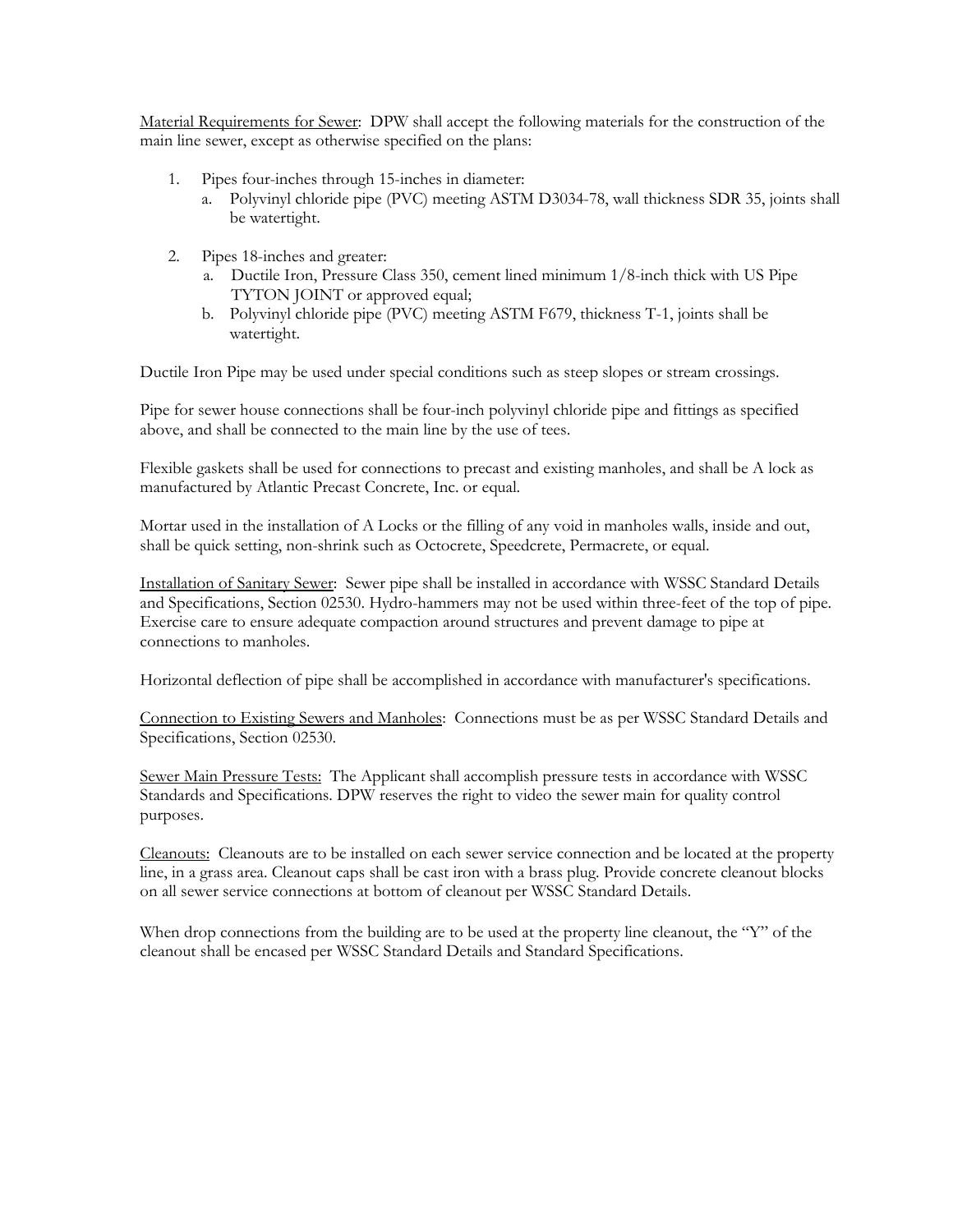Material Requirements for Sewer: DPW shall accept the following materials for the construction of the main line sewer, except as otherwise specified on the plans:

1. Pipes four-inches through 15-inches in diameter:
   a. Polyvinyl chloride pipe (PVC) meeting ASTM D3034-78, wall thickness SDR 35, joints shall be watertight.

2. Pipes 18-inches and greater:
   a. Ductile Iron, Pressure Class 350, cement lined minimum 1/8-inch thick with US Pipe TYTON JOINT or approved equal;
   b. Polyvinyl chloride pipe (PVC) meeting ASTM F679, thickness T-1, joints shall be watertight.

Ductile Iron Pipe may be used under special conditions such as steep slopes or stream crossings.

Pipe for sewer house connections shall be four-inch polyvinyl chloride pipe and fittings as specified above, and shall be connected to the main line by the use of tees.

Flexible gaskets shall be used for connections to precast and existing manholes, and shall be A lock as manufactured by Atlantic Precast Concrete, Inc. or equal.

Mortar used in the installation of A Locks or the filling of any void in manholes walls, inside and out, shall be quick setting, non-shrink such as Octocrete, Speedcrete, Permacrete, or equal.

Installation of Sanitary Sewer: Sewer pipe shall be installed in accordance with WSSC Standard Details and Specifications, Section 02530. Hydro-hammers may not be used within three-feet of the top of pipe. Exercise care to ensure adequate compaction around structures and prevent damage to pipe at connections to manholes.

Horizontal deflection of pipe shall be accomplished in accordance with manufacturer's specifications.

Connection to Existing Sewers and Manholes: Connections must be as per WSSC Standard Details and Specifications, Section 02530.

Sewer Main Pressure Tests: The Applicant shall accomplish pressure tests in accordance with WSSC Standards and Specifications. DPW reserves the right to video the sewer main for quality control purposes.

Cleanouts: Cleanouts are to be installed on each sewer service connection and be located at the property line, in a grass area. Cleanout caps shall be cast iron with a brass plug. Provide concrete cleanout blocks on all sewer service connections at bottom of cleanout per WSSC Standard Details.

When drop connections from the building are to be used at the property line cleanout, the "Y" of the cleanout shall be encased per WSSC Standard Details and Standard Specifications.